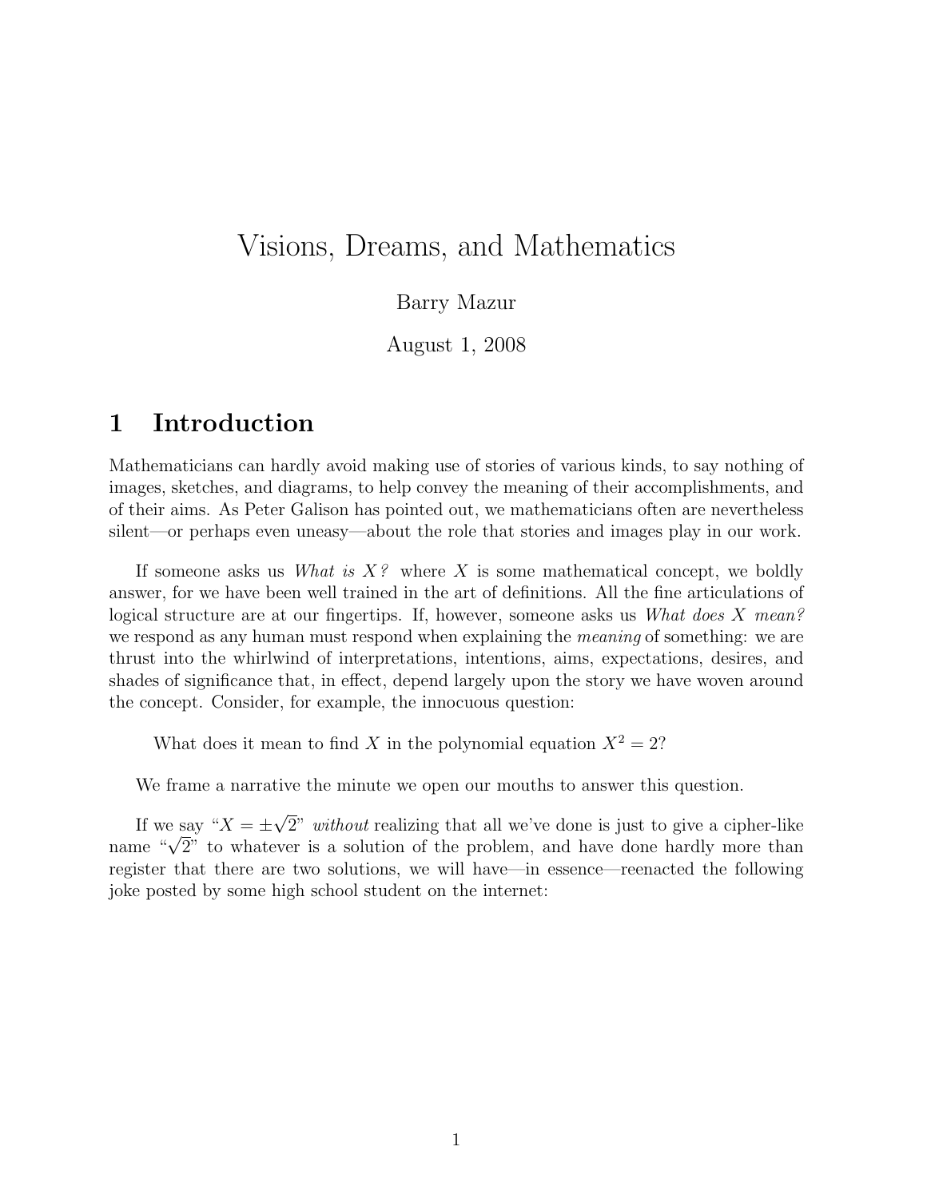# Visions, Dreams, and Mathematics

Barry Mazur

August 1, 2008

## 1 Introduction

Mathematicians can hardly avoid making use of stories of various kinds, to say nothing of images, sketches, and diagrams, to help convey the meaning of their accomplishments, and of their aims. As Peter Galison has pointed out, we mathematicians often are nevertheless silent—or perhaps even uneasy—about the role that stories and images play in our work.

If someone asks us *What is X?* where $X$ is some mathematical concept, we boldly answer, for we have been well trained in the art of definitions. All the fine articulations of logical structure are at our fingertips. If, however, someone asks us *What does X mean?* we respond as any human must respond when explaining the *meaning* of something: we are thrust into the whirlwind of interpretations, intentions, aims, expectations, desires, and shades of significance that, in effect, depend largely upon the story we have woven around the concept. Consider, for example, the innocuous question:

> What does it mean to find $X$ in the polynomial equation $X^2 = 2$?

We frame a narrative the minute we open our mouths to answer this question.

If we say "$X = \pm\sqrt{2}$" *without* realizing that all we've done is just to give a cipher-like name "$\sqrt{2}$" to whatever is a solution of the problem, and have done hardly more than register that there are two solutions, we will have—in essence—reenacted the following joke posted by some high school student on the internet: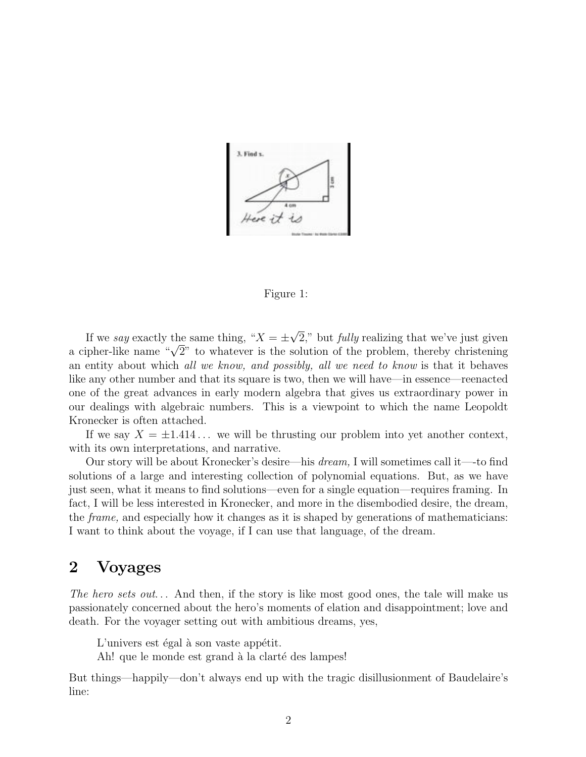Figure 1:

If we *say* exactly the same thing, "$X = \pm\sqrt{2}$," but *fully* realizing that we've just given a cipher-like name "$\sqrt{2}$" to whatever is the solution of the problem, thereby christening an entity about which *all we know, and possibly, all we need to know* is that it behaves like any other number and that its square is two, then we will have—in essence—reenacted one of the great advances in early modern algebra that gives us extraordinary power in our dealings with algebraic numbers. This is a viewpoint to which the name Leopoldt Kronecker is often attached.

If we say $X = \pm 1.414\ldots$ we will be thrusting our problem into yet another context, with its own interpretations, and narrative.

Our story will be about Kronecker's desire—his *dream,* I will sometimes call it—-to find solutions of a large and interesting collection of polynomial equations. But, as we have just seen, what it means to find solutions—even for a single equation—requires framing. In fact, I will be less interested in Kronecker, and more in the disembodied desire, the dream, the *frame,* and especially how it changes as it is shaped by generations of mathematicians: I want to think about the voyage, if I can use that language, of the dream.

## 2 Voyages

*The hero sets out...* And then, if the story is like most good ones, the tale will make us passionately concerned about the hero's moments of elation and disappointment; love and death. For the voyager setting out with ambitious dreams, yes,

> L'univers est égal à son vaste appétit.
> Ah! que le monde est grand à la clarté des lampes!

But things—happily—don't always end up with the tragic disillusionment of Baudelaire's line: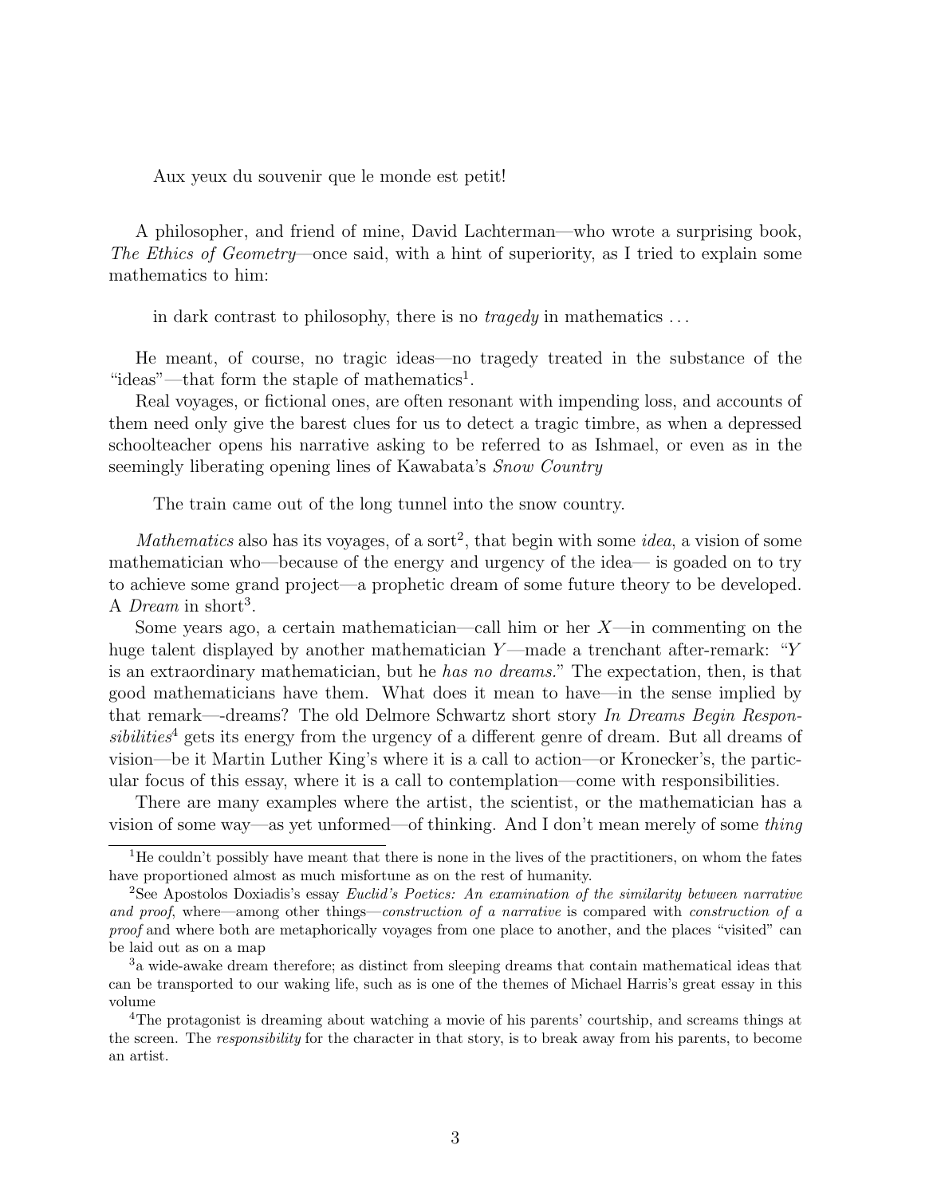Aux yeux du souvenir que le monde est petit!

A philosopher, and friend of mine, David Lachterman—who wrote a surprising book, *The Ethics of Geometry*—once said, with a hint of superiority, as I tried to explain some mathematics to him:

> in dark contrast to philosophy, there is no *tragedy* in mathematics ...

He meant, of course, no tragic ideas—no tragedy treated in the substance of the "ideas"—that form the staple of mathematics[1].

Real voyages, or fictional ones, are often resonant with impending loss, and accounts of them need only give the barest clues for us to detect a tragic timbre, as when a depressed schoolteacher opens his narrative asking to be referred to as Ishmael, or even as in the seemingly liberating opening lines of Kawabata's *Snow Country*

> The train came out of the long tunnel into the snow country.

*Mathematics* also has its voyages, of a sort[2], that begin with some *idea*, a vision of some mathematician who—because of the energy and urgency of the idea— is goaded on to try to achieve some grand project—a prophetic dream of some future theory to be developed. A *Dream* in short[3].

Some years ago, a certain mathematician—call him or her $X$—in commenting on the huge talent displayed by another mathematician $Y$—made a trenchant after-remark: "$Y$ is an extraordinary mathematician, but he *has no dreams.*" The expectation, then, is that good mathematicians have them. What does it mean to have—in the sense implied by that remark—-dreams? The old Delmore Schwartz short story *In Dreams Begin Responsibilities*[4] gets its energy from the urgency of a different genre of dream. But all dreams of vision—be it Martin Luther King's where it is a call to action—or Kronecker's, the particular focus of this essay, where it is a call to contemplation—come with responsibilities.

There are many examples where the artist, the scientist, or the mathematician has a vision of some way—as yet unformed—of thinking. And I don't mean merely of some *thing*

---

[1] He couldn't possibly have meant that there is none in the lives of the practitioners, on whom the fates have proportioned almost as much misfortune as on the rest of humanity.

[2] See Apostolos Doxiadis's essay *Euclid's Poetics: An examination of the similarity between narrative and proof*, where—among other things—*construction of a narrative* is compared with *construction of a proof* and where both are metaphorically voyages from one place to another, and the places "visited" can be laid out as on a map

[3] a wide-awake dream therefore; as distinct from sleeping dreams that contain mathematical ideas that can be transported to our waking life, such as is one of the themes of Michael Harris's great essay in this volume

[4] The protagonist is dreaming about watching a movie of his parents' courtship, and screams things at the screen. The *responsibility* for the character in that story, is to break away from his parents, to become an artist.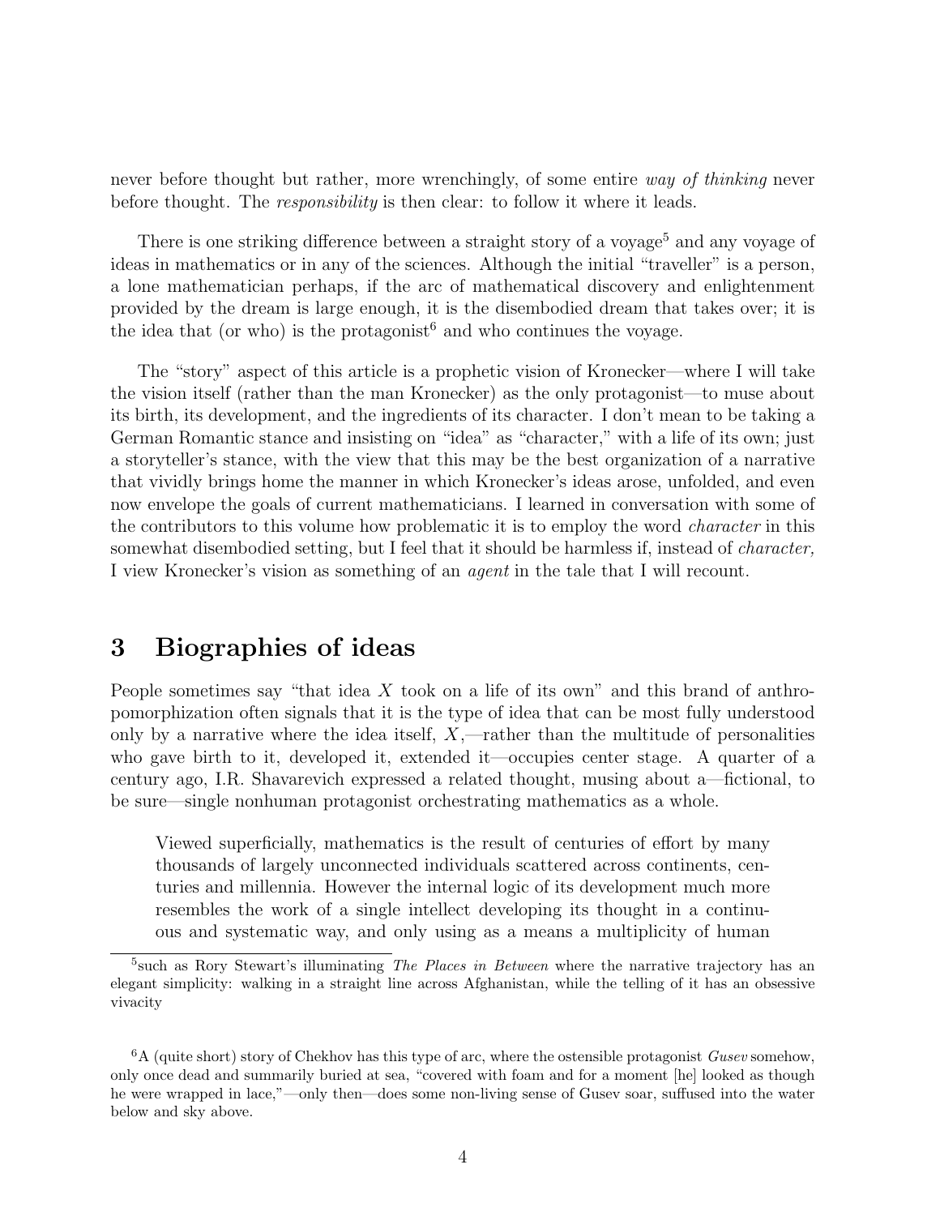never before thought but rather, more wrenchingly, of some entire *way of thinking* never before thought. The *responsibility* is then clear: to follow it where it leads.

There is one striking difference between a straight story of a voyage[5] and any voyage of ideas in mathematics or in any of the sciences. Although the initial "traveller" is a person, a lone mathematician perhaps, if the arc of mathematical discovery and enlightenment provided by the dream is large enough, it is the disembodied dream that takes over; it is the idea that (or who) is the protagonist[6] and who continues the voyage.

The "story" aspect of this article is a prophetic vision of Kronecker—where I will take the vision itself (rather than the man Kronecker) as the only protagonist—to muse about its birth, its development, and the ingredients of its character. I don't mean to be taking a German Romantic stance and insisting on "idea" as "character," with a life of its own; just a storyteller's stance, with the view that this may be the best organization of a narrative that vividly brings home the manner in which Kronecker's ideas arose, unfolded, and even now envelope the goals of current mathematicians. I learned in conversation with some of the contributors to this volume how problematic it is to employ the word *character* in this somewhat disembodied setting, but I feel that it should be harmless if, instead of *character,* I view Kronecker's vision as something of an *agent* in the tale that I will recount.

## 3 Biographies of ideas

People sometimes say "that idea $X$ took on a life of its own" and this brand of anthropomorphization often signals that it is the type of idea that can be most fully understood only by a narrative where the idea itself, $X$,—rather than the multitude of personalities who gave birth to it, developed it, extended it—occupies center stage. A quarter of a century ago, I.R. Shavarevich expressed a related thought, musing about a—fictional, to be sure—single nonhuman protagonist orchestrating mathematics as a whole.

> Viewed superficially, mathematics is the result of centuries of effort by many thousands of largely unconnected individuals scattered across continents, centuries and millennia. However the internal logic of its development much more resembles the work of a single intellect developing its thought in a continuous and systematic way, and only using as a means a multiplicity of human

---

[5] such as Rory Stewart's illuminating *The Places in Between* where the narrative trajectory has an elegant simplicity: walking in a straight line across Afghanistan, while the telling of it has an obsessive vivacity

[6] A (quite short) story of Chekhov has this type of arc, where the ostensible protagonist *Gusev* somehow, only once dead and summarily buried at sea, "covered with foam and for a moment [he] looked as though he were wrapped in lace,"—only then—does some non-living sense of Gusev soar, suffused into the water below and sky above.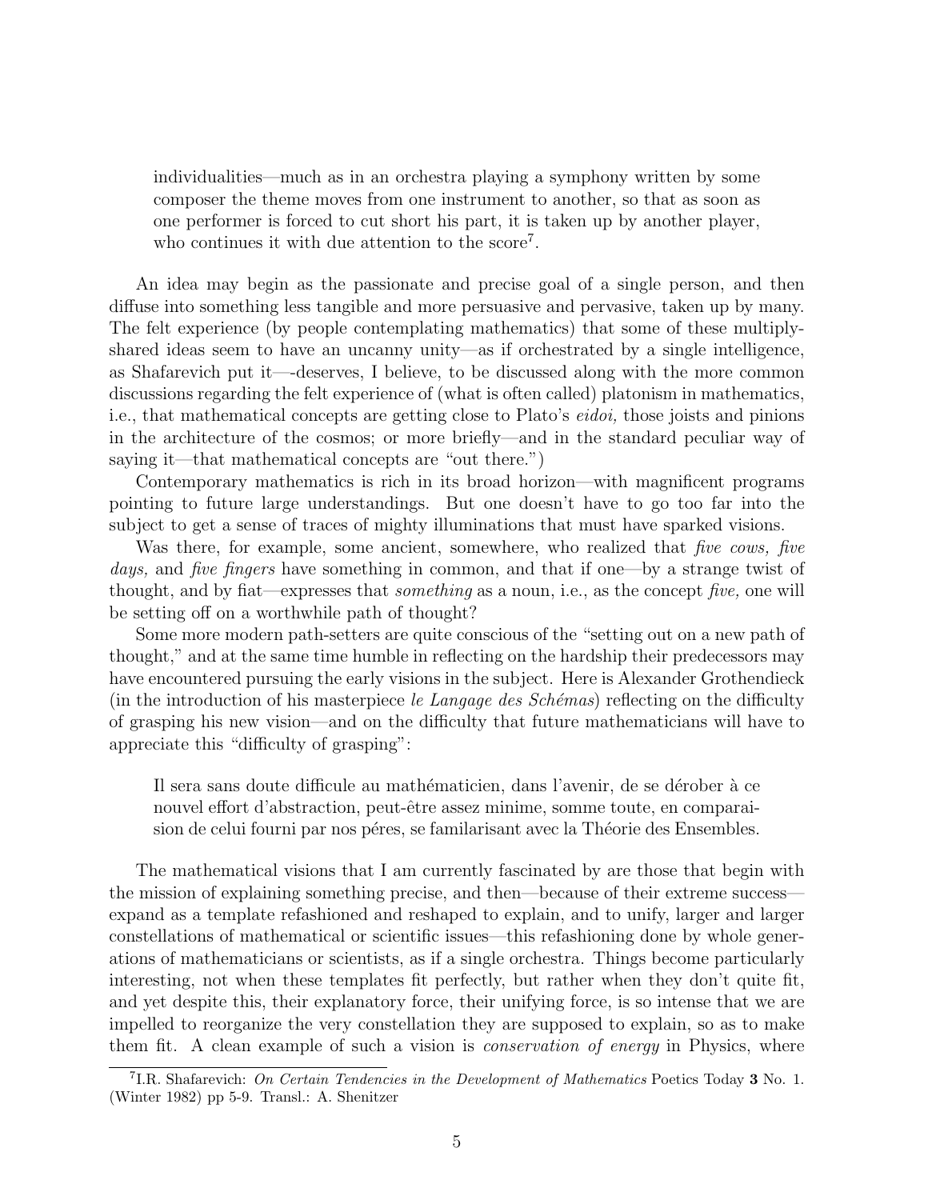> individualities—much as in an orchestra playing a symphony written by some composer the theme moves from one instrument to another, so that as soon as one performer is forced to cut short his part, it is taken up by another player, who continues it with due attention to the score[7].

An idea may begin as the passionate and precise goal of a single person, and then diffuse into something less tangible and more persuasive and pervasive, taken up by many. The felt experience (by people contemplating mathematics) that some of these multiply-shared ideas seem to have an uncanny unity—as if orchestrated by a single intelligence, as Shafarevich put it—-deserves, I believe, to be discussed along with the more common discussions regarding the felt experience of (what is often called) platonism in mathematics, i.e., that mathematical concepts are getting close to Plato's *eidoi,* those joists and pinions in the architecture of the cosmos; or more briefly—and in the standard peculiar way of saying it—that mathematical concepts are "out there.")

Contemporary mathematics is rich in its broad horizon—with magnificent programs pointing to future large understandings. But one doesn't have to go too far into the subject to get a sense of traces of mighty illuminations that must have sparked visions.

Was there, for example, some ancient, somewhere, who realized that *five cows, five days,* and *five fingers* have something in common, and that if one—by a strange twist of thought, and by fiat—expresses that *something* as a noun, i.e., as the concept *five,* one will be setting off on a worthwhile path of thought?

Some more modern path-setters are quite conscious of the "setting out on a new path of thought," and at the same time humble in reflecting on the hardship their predecessors may have encountered pursuing the early visions in the subject. Here is Alexander Grothendieck (in the introduction of his masterpiece *le Langage des Schémas*) reflecting on the difficulty of grasping his new vision—and on the difficulty that future mathematicians will have to appreciate this "difficulty of grasping":

> Il sera sans doute difficule au mathématicien, dans l'avenir, de se dérober à ce nouvel effort d'abstraction, peut-être assez minime, somme toute, en comparaision de celui fourni par nos péres, se familarisant avec la Théorie des Ensembles.

The mathematical visions that I am currently fascinated by are those that begin with the mission of explaining something precise, and then—because of their extreme success—expand as a template refashioned and reshaped to explain, and to unify, larger and larger constellations of mathematical or scientific issues—this refashioning done by whole generations of mathematicians or scientists, as if a single orchestra. Things become particularly interesting, not when these templates fit perfectly, but rather when they don't quite fit, and yet despite this, their explanatory force, their unifying force, is so intense that we are impelled to reorganize the very constellation they are supposed to explain, so as to make them fit. A clean example of such a vision is *conservation of energy* in Physics, where

---

[7] I.R. Shafarevich: *On Certain Tendencies in the Development of Mathematics* Poetics Today **3** No. 1. (Winter 1982) pp 5-9. Transl.: A. Shenitzer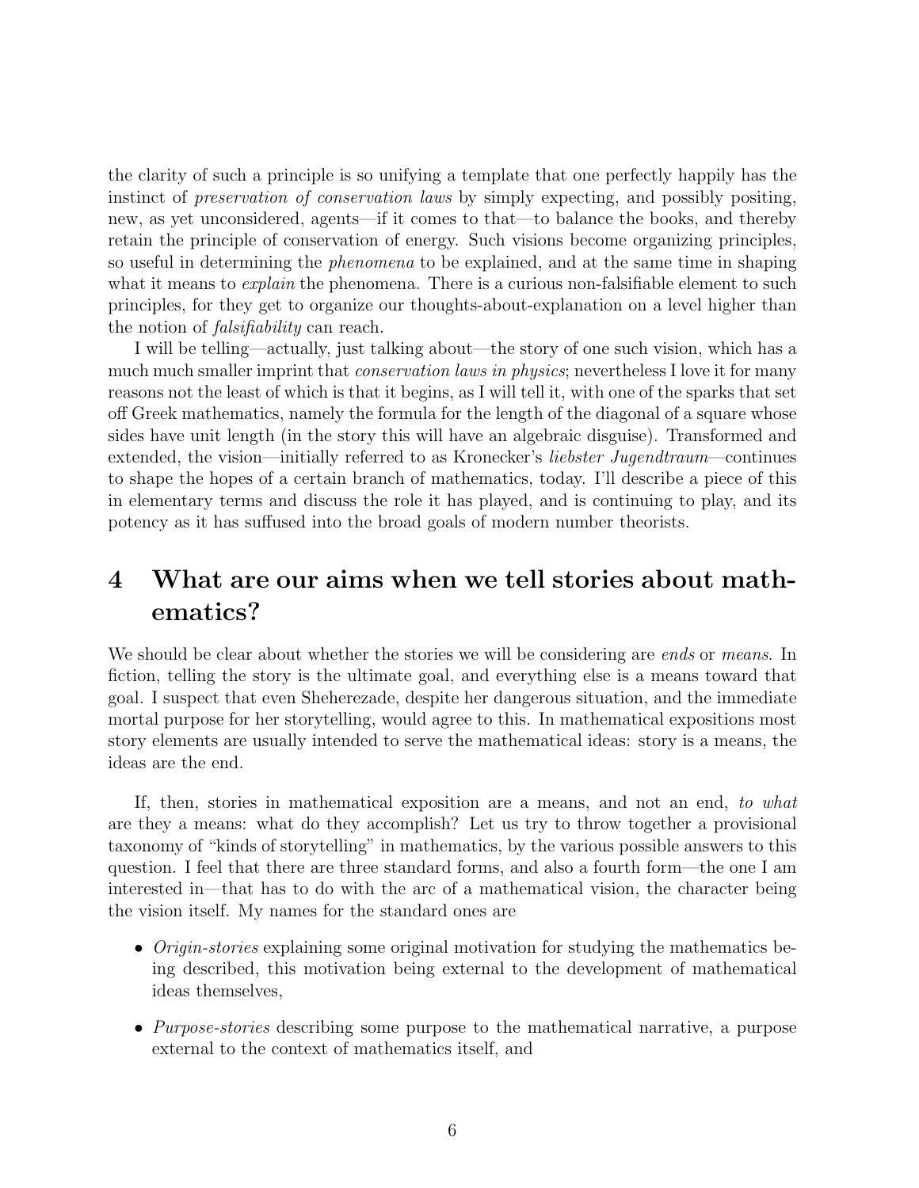the clarity of such a principle is so unifying a template that one perfectly happily has the instinct of *preservation of conservation laws* by simply expecting, and possibly positing, new, as yet unconsidered, agents—if it comes to that—to balance the books, and thereby retain the principle of conservation of energy. Such visions become organizing principles, so useful in determining the *phenomena* to be explained, and at the same time in shaping what it means to *explain* the phenomena. There is a curious non-falsifiable element to such principles, for they get to organize our thoughts-about-explanation on a level higher than the notion of *falsifiability* can reach.

I will be telling—actually, just talking about—the story of one such vision, which has a much much smaller imprint that *conservation laws in physics*; nevertheless I love it for many reasons not the least of which is that it begins, as I will tell it, with one of the sparks that set off Greek mathematics, namely the formula for the length of the diagonal of a square whose sides have unit length (in the story this will have an algebraic disguise). Transformed and extended, the vision—initially referred to as Kronecker's *liebster Jugendtraum*—continues to shape the hopes of a certain branch of mathematics, today. I'll describe a piece of this in elementary terms and discuss the role it has played, and is continuing to play, and its potency as it has suffused into the broad goals of modern number theorists.

## 4 What are our aims when we tell stories about mathematics?

We should be clear about whether the stories we will be considering are *ends* or *means*. In fiction, telling the story is the ultimate goal, and everything else is a means toward that goal. I suspect that even Sheherezade, despite her dangerous situation, and the immediate mortal purpose for her storytelling, would agree to this. In mathematical expositions most story elements are usually intended to serve the mathematical ideas: story is a means, the ideas are the end.

If, then, stories in mathematical exposition are a means, and not an end, *to what* are they a means: what do they accomplish? Let us try to throw together a provisional taxonomy of "kinds of storytelling" in mathematics, by the various possible answers to this question. I feel that there are three standard forms, and also a fourth form—the one I am interested in—that has to do with the arc of a mathematical vision, the character being the vision itself. My names for the standard ones are

- *Origin-stories* explaining some original motivation for studying the mathematics being described, this motivation being external to the development of mathematical ideas themselves,
- *Purpose-stories* describing some purpose to the mathematical narrative, a purpose external to the context of mathematics itself, and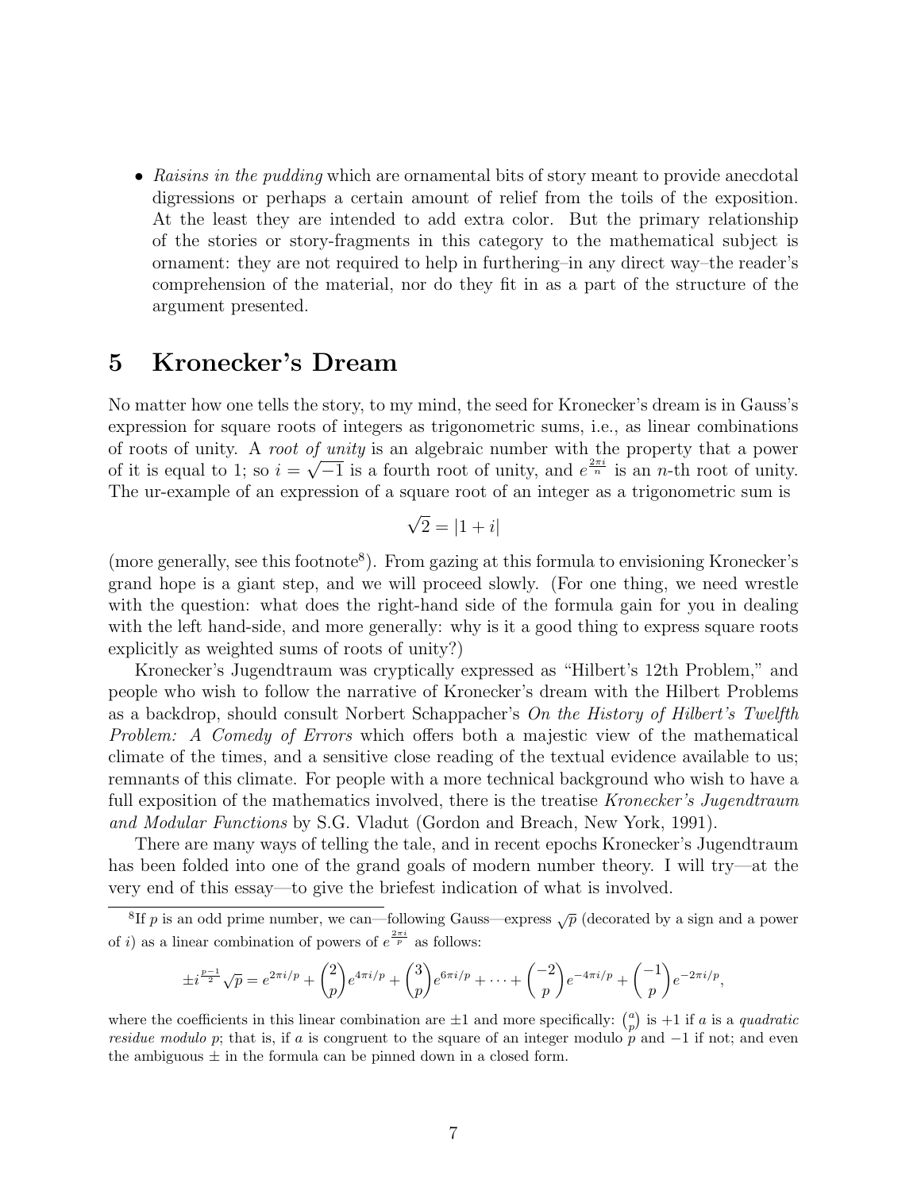- *Raisins in the pudding* which are ornamental bits of story meant to provide anecdotal digressions or perhaps a certain amount of relief from the toils of the exposition. At the least they are intended to add extra color. But the primary relationship of the stories or story-fragments in this category to the mathematical subject is ornament: they are not required to help in furthering–in any direct way–the reader's comprehension of the material, nor do they fit in as a part of the structure of the argument presented.

# 5 Kronecker's Dream

No matter how one tells the story, to my mind, the seed for Kronecker's dream is in Gauss's expression for square roots of integers as trigonometric sums, i.e., as linear combinations of roots of unity. A *root of unity* is an algebraic number with the property that a power of it is equal to 1; so $i = \sqrt{-1}$ is a fourth root of unity, and $e^{\frac{2\pi i}{n}}$ is an $n$-th root of unity. The ur-example of an expression of a square root of an integer as a trigonometric sum is

$$\sqrt{2} = |1 + i|$$

(more generally, see this footnote[8]). From gazing at this formula to envisioning Kronecker's grand hope is a giant step, and we will proceed slowly. (For one thing, we need wrestle with the question: what does the right-hand side of the formula gain for you in dealing with the left hand-side, and more generally: why is it a good thing to express square roots explicitly as weighted sums of roots of unity?)

Kronecker's Jugendtraum was cryptically expressed as "Hilbert's 12th Problem," and people who wish to follow the narrative of Kronecker's dream with the Hilbert Problems as a backdrop, should consult Norbert Schappacher's *On the History of Hilbert's Twelfth Problem: A Comedy of Errors* which offers both a majestic view of the mathematical climate of the times, and a sensitive close reading of the textual evidence available to us; remnants of this climate. For people with a more technical background who wish to have a full exposition of the mathematics involved, there is the treatise *Kronecker's Jugendtraum and Modular Functions* by S.G. Vladut (Gordon and Breach, New York, 1991).

There are many ways of telling the tale, and in recent epochs Kronecker's Jugendtraum has been folded into one of the grand goals of modern number theory. I will try—at the very end of this essay—to give the briefest indication of what is involved.

---

[8] If $p$ is an odd prime number, we can—following Gauss—express $\sqrt{p}$ (decorated by a sign and a power of $i$) as a linear combination of powers of $e^{\frac{2\pi i}{p}}$ as follows:

$$\pm i^{\frac{p-1}{2}}\sqrt{p} = e^{2\pi i/p} + \binom{2}{p}e^{4\pi i/p} + \binom{3}{p}e^{6\pi i/p} + \cdots + \binom{-2}{p}e^{-4\pi i/p} + \binom{-1}{p}e^{-2\pi i/p},$$

where the coefficients in this linear combination are $\pm 1$ and more specifically: $\binom{a}{p}$ is $+1$ if $a$ is a *quadratic residue modulo p*; that is, if $a$ is congruent to the square of an integer modulo $p$ and $-1$ if not; and even the ambiguous $\pm$ in the formula can be pinned down in a closed form.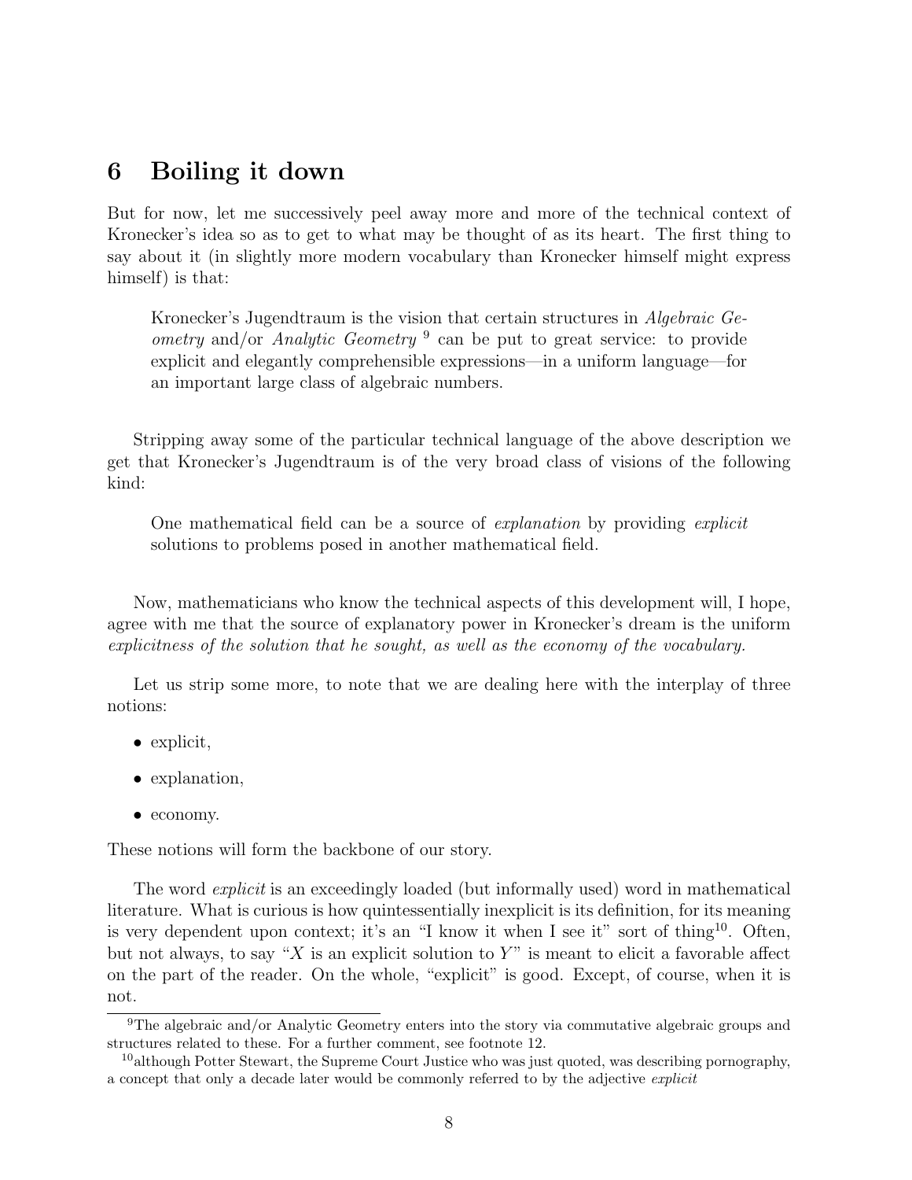## 6 Boiling it down

But for now, let me successively peel away more and more of the technical context of Kronecker's idea so as to get to what may be thought of as its heart. The first thing to say about it (in slightly more modern vocabulary than Kronecker himself might express himself) is that:

> Kronecker's Jugendtraum is the vision that certain structures in *Algebraic Geometry* and/or *Analytic Geometry* [9] can be put to great service: to provide explicit and elegantly comprehensible expressions—in a uniform language—for an important large class of algebraic numbers.

Stripping away some of the particular technical language of the above description we get that Kronecker's Jugendtraum is of the very broad class of visions of the following kind:

> One mathematical field can be a source of *explanation* by providing *explicit* solutions to problems posed in another mathematical field.

Now, mathematicians who know the technical aspects of this development will, I hope, agree with me that the source of explanatory power in Kronecker's dream is the uniform *explicitness of the solution that he sought, as well as the economy of the vocabulary.*

Let us strip some more, to note that we are dealing here with the interplay of three notions:

- explicit,
- explanation,
- economy.

These notions will form the backbone of our story.

The word *explicit* is an exceedingly loaded (but informally used) word in mathematical literature. What is curious is how quintessentially inexplicit is its definition, for its meaning is very dependent upon context; it's an "I know it when I see it" sort of thing[10]. Often, but not always, to say "$X$ is an explicit solution to $Y$" is meant to elicit a favorable affect on the part of the reader. On the whole, "explicit" is good. Except, of course, when it is not.

---

[9] The algebraic and/or Analytic Geometry enters into the story via commutative algebraic groups and structures related to these. For a further comment, see footnote 12.

[10] although Potter Stewart, the Supreme Court Justice who was just quoted, was describing pornography, a concept that only a decade later would be commonly referred to by the adjective *explicit*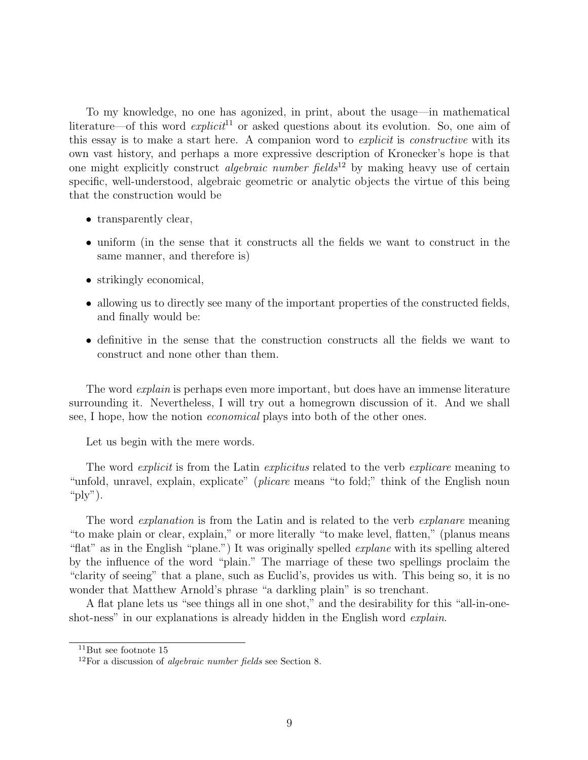To my knowledge, no one has agonized, in print, about the usage—in mathematical literature—of this word *explicit*[11] or asked questions about its evolution. So, one aim of this essay is to make a start here. A companion word to *explicit* is *constructive* with its own vast history, and perhaps a more expressive description of Kronecker's hope is that one might explicitly construct *algebraic number fields*[12] by making heavy use of certain specific, well-understood, algebraic geometric or analytic objects the virtue of this being that the construction would be

- transparently clear,
- uniform (in the sense that it constructs all the fields we want to construct in the same manner, and therefore is)
- strikingly economical,
- allowing us to directly see many of the important properties of the constructed fields, and finally would be:
- definitive in the sense that the construction constructs all the fields we want to construct and none other than them.

The word *explain* is perhaps even more important, but does have an immense literature surrounding it. Nevertheless, I will try out a homegrown discussion of it. And we shall see, I hope, how the notion *economical* plays into both of the other ones.

Let us begin with the mere words.

The word *explicit* is from the Latin *explicitus* related to the verb *explicare* meaning to "unfold, unravel, explain, explicate" (*plicare* means "to fold;" think of the English noun "ply").

The word *explanation* is from the Latin and is related to the verb *explanare* meaning "to make plain or clear, explain," or more literally "to make level, flatten," (planus means "flat" as in the English "plane.") It was originally spelled *explane* with its spelling altered by the influence of the word "plain." The marriage of these two spellings proclaim the "clarity of seeing" that a plane, such as Euclid's, provides us with. This being so, it is no wonder that Matthew Arnold's phrase "a darkling plain" is so trenchant.

A flat plane lets us "see things all in one shot," and the desirability for this "all-in-one-shot-ness" in our explanations is already hidden in the English word *explain*.

---

[11] But see footnote 15

[12] For a discussion of *algebraic number fields* see Section 8.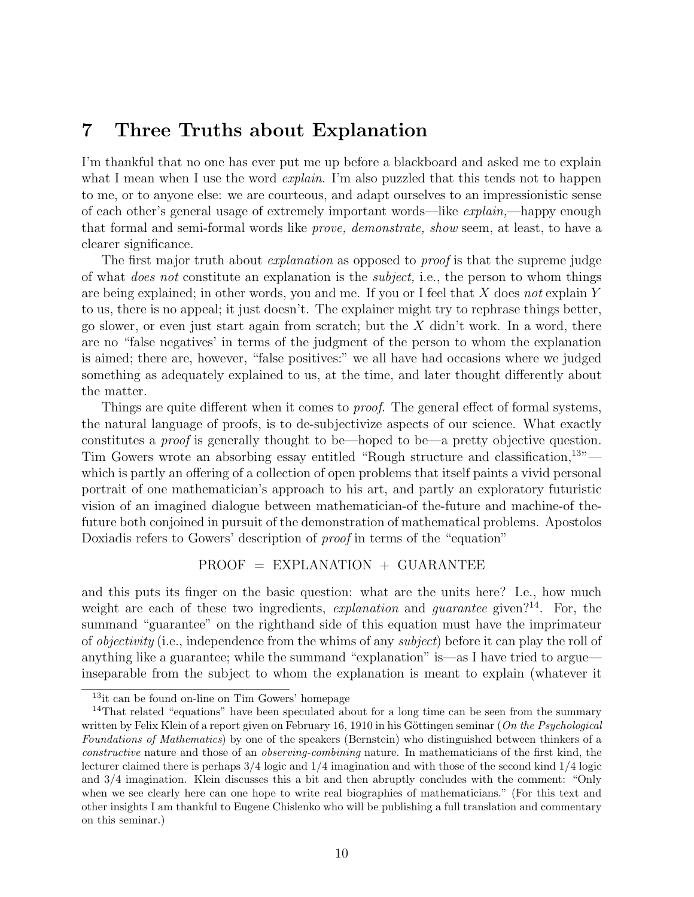## 7 Three Truths about Explanation

I'm thankful that no one has ever put me up before a blackboard and asked me to explain what I mean when I use the word *explain*. I'm also puzzled that this tends not to happen to me, or to anyone else: we are courteous, and adapt ourselves to an impressionistic sense of each other's general usage of extremely important words—like *explain,*—happy enough that formal and semi-formal words like *prove, demonstrate, show* seem, at least, to have a clearer significance.

The first major truth about *explanation* as opposed to *proof* is that the supreme judge of what *does not* constitute an explanation is the *subject,* i.e., the person to whom things are being explained; in other words, you and me. If you or I feel that $X$ does *not* explain $Y$ to us, there is no appeal; it just doesn't. The explainer might try to rephrase things better, go slower, or even just start again from scratch; but the $X$ didn't work. In a word, there are no "false negatives' in terms of the judgment of the person to whom the explanation is aimed; there are, however, "false positives:" we all have had occasions where we judged something as adequately explained to us, at the time, and later thought differently about the matter.

Things are quite different when it comes to *proof*. The general effect of formal systems, the natural language of proofs, is to de-subjectivize aspects of our science. What exactly constitutes a *proof* is generally thought to be—hoped to be—a pretty objective question. Tim Gowers wrote an absorbing essay entitled "Rough structure and classification,[13]"—which is partly an offering of a collection of open problems that itself paints a vivid personal portrait of one mathematician's approach to his art, and partly an exploratory futuristic vision of an imagined dialogue between mathematician-of the-future and machine-of the-future both conjoined in pursuit of the demonstration of mathematical problems. Apostolos Doxiadis refers to Gowers' description of *proof* in terms of the "equation"

$$\text{PROOF} = \text{EXPLANATION} + \text{GUARANTEE}$$

and this puts its finger on the basic question: what are the units here? I.e., how much weight are each of these two ingredients, *explanation* and *guarantee* given?[14]. For, the summand "guarantee" on the righthand side of this equation must have the imprimateur of *objectivity* (i.e., independence from the whims of any *subject*) before it can play the roll of anything like a guarantee; while the summand "explanation" is—as I have tried to argue—inseparable from the subject to whom the explanation is meant to explain (whatever it

---

[13] it can be found on-line on Tim Gowers' homepage

[14] That related "equations" have been speculated about for a long time can be seen from the summary written by Felix Klein of a report given on February 16, 1910 in his Göttingen seminar (*On the Psychological Foundations of Mathematics*) by one of the speakers (Bernstein) who distinguished between thinkers of a *constructive* nature and those of an *observing-combining* nature. In mathematicians of the first kind, the lecturer claimed there is perhaps 3/4 logic and 1/4 imagination and with those of the second kind 1/4 logic and 3/4 imagination. Klein discusses this a bit and then abruptly concludes with the comment: "Only when we see clearly here can one hope to write real biographies of mathematicians." (For this text and other insights I am thankful to Eugene Chislenko who will be publishing a full translation and commentary on this seminar.)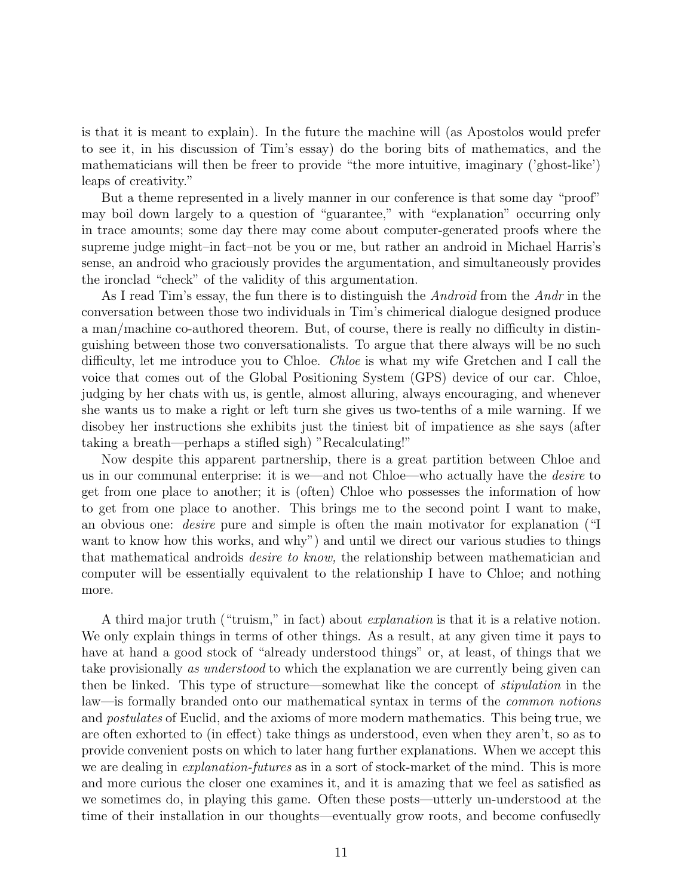is that it is meant to explain). In the future the machine will (as Apostolos would prefer to see it, in his discussion of Tim's essay) do the boring bits of mathematics, and the mathematicians will then be freer to provide "the more intuitive, imaginary ('ghost-like') leaps of creativity."

But a theme represented in a lively manner in our conference is that some day "proof" may boil down largely to a question of "guarantee," with "explanation" occurring only in trace amounts; some day there may come about computer-generated proofs where the supreme judge might–in fact–not be you or me, but rather an android in Michael Harris's sense, an android who graciously provides the argumentation, and simultaneously provides the ironclad "check" of the validity of this argumentation.

As I read Tim's essay, the fun there is to distinguish the *Android* from the *Andr* in the conversation between those two individuals in Tim's chimerical dialogue designed produce a man/machine co-authored theorem. But, of course, there is really no difficulty in distinguishing between those two conversationalists. To argue that there always will be no such difficulty, let me introduce you to Chloe. *Chloe* is what my wife Gretchen and I call the voice that comes out of the Global Positioning System (GPS) device of our car. Chloe, judging by her chats with us, is gentle, almost alluring, always encouraging, and whenever she wants us to make a right or left turn she gives us two-tenths of a mile warning. If we disobey her instructions she exhibits just the tiniest bit of impatience as she says (after taking a breath—perhaps a stifled sigh) "Recalculating!"

Now despite this apparent partnership, there is a great partition between Chloe and us in our communal enterprise: it is we—and not Chloe—who actually have the *desire* to get from one place to another; it is (often) Chloe who possesses the information of how to get from one place to another. This brings me to the second point I want to make, an obvious one: *desire* pure and simple is often the main motivator for explanation ("I want to know how this works, and why") and until we direct our various studies to things that mathematical androids *desire to know,* the relationship between mathematician and computer will be essentially equivalent to the relationship I have to Chloe; and nothing more.

A third major truth ("truism," in fact) about *explanation* is that it is a relative notion. We only explain things in terms of other things. As a result, at any given time it pays to have at hand a good stock of "already understood things" or, at least, of things that we take provisionally *as understood* to which the explanation we are currently being given can then be linked. This type of structure—somewhat like the concept of *stipulation* in the law—is formally branded onto our mathematical syntax in terms of the *common notions* and *postulates* of Euclid, and the axioms of more modern mathematics. This being true, we are often exhorted to (in effect) take things as understood, even when they aren't, so as to provide convenient posts on which to later hang further explanations. When we accept this we are dealing in *explanation-futures* as in a sort of stock-market of the mind. This is more and more curious the closer one examines it, and it is amazing that we feel as satisfied as we sometimes do, in playing this game. Often these posts—utterly un-understood at the time of their installation in our thoughts—eventually grow roots, and become confusedly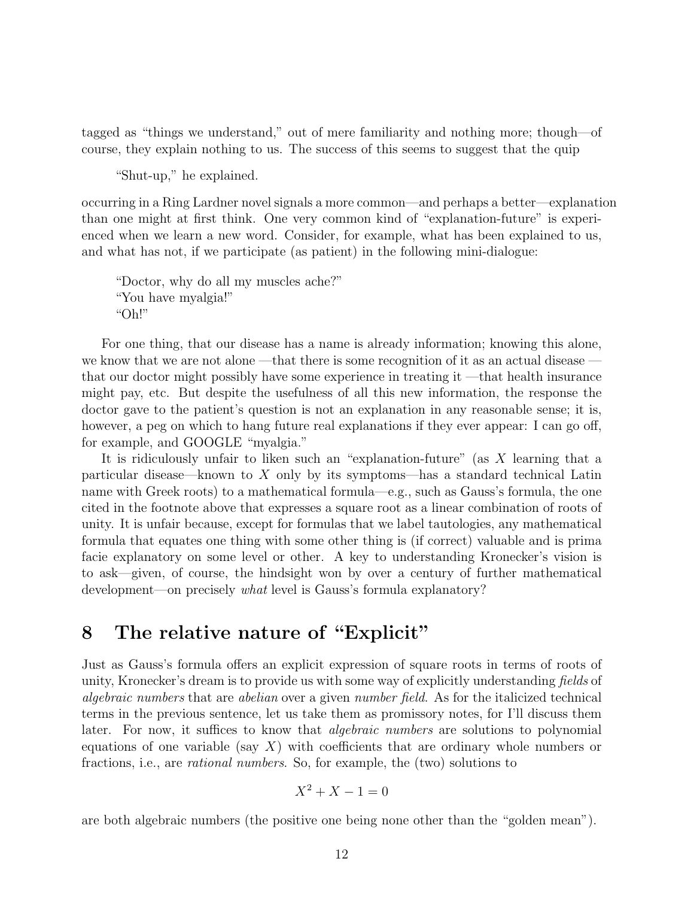tagged as "things we understand," out of mere familiarity and nothing more; though—of course, they explain nothing to us. The success of this seems to suggest that the quip

> "Shut-up," he explained.

occurring in a Ring Lardner novel signals a more common—and perhaps a better—explanation than one might at first think. One very common kind of "explanation-future" is experienced when we learn a new word. Consider, for example, what has been explained to us, and what has not, if we participate (as patient) in the following mini-dialogue:

> "Doctor, why do all my muscles ache?"
> "You have myalgia!"
> "Oh!"

For one thing, that our disease has a name is already information; knowing this alone, we know that we are not alone —that there is some recognition of it as an actual disease —that our doctor might possibly have some experience in treating it —that health insurance might pay, etc. But despite the usefulness of all this new information, the response the doctor gave to the patient's question is not an explanation in any reasonable sense; it is, however, a peg on which to hang future real explanations if they ever appear: I can go off, for example, and GOOGLE "myalgia."

It is ridiculously unfair to liken such an "explanation-future" (as $X$ learning that a particular disease—known to $X$ only by its symptoms—has a standard technical Latin name with Greek roots) to a mathematical formula—e.g., such as Gauss's formula, the one cited in the footnote above that expresses a square root as a linear combination of roots of unity. It is unfair because, except for formulas that we label tautologies, any mathematical formula that equates one thing with some other thing is (if correct) valuable and is prima facie explanatory on some level or other. A key to understanding Kronecker's vision is to ask—given, of course, the hindsight won by over a century of further mathematical development—on precisely *what* level is Gauss's formula explanatory?

## 8 The relative nature of "Explicit"

Just as Gauss's formula offers an explicit expression of square roots in terms of roots of unity, Kronecker's dream is to provide us with some way of explicitly understanding *fields* of *algebraic numbers* that are *abelian* over a given *number field*. As for the italicized technical terms in the previous sentence, let us take them as promissory notes, for I'll discuss them later. For now, it suffices to know that *algebraic numbers* are solutions to polynomial equations of one variable (say $X$) with coefficients that are ordinary whole numbers or fractions, i.e., are *rational numbers*. So, for example, the (two) solutions to

$$X^2 + X - 1 = 0$$

are both algebraic numbers (the positive one being none other than the "golden mean").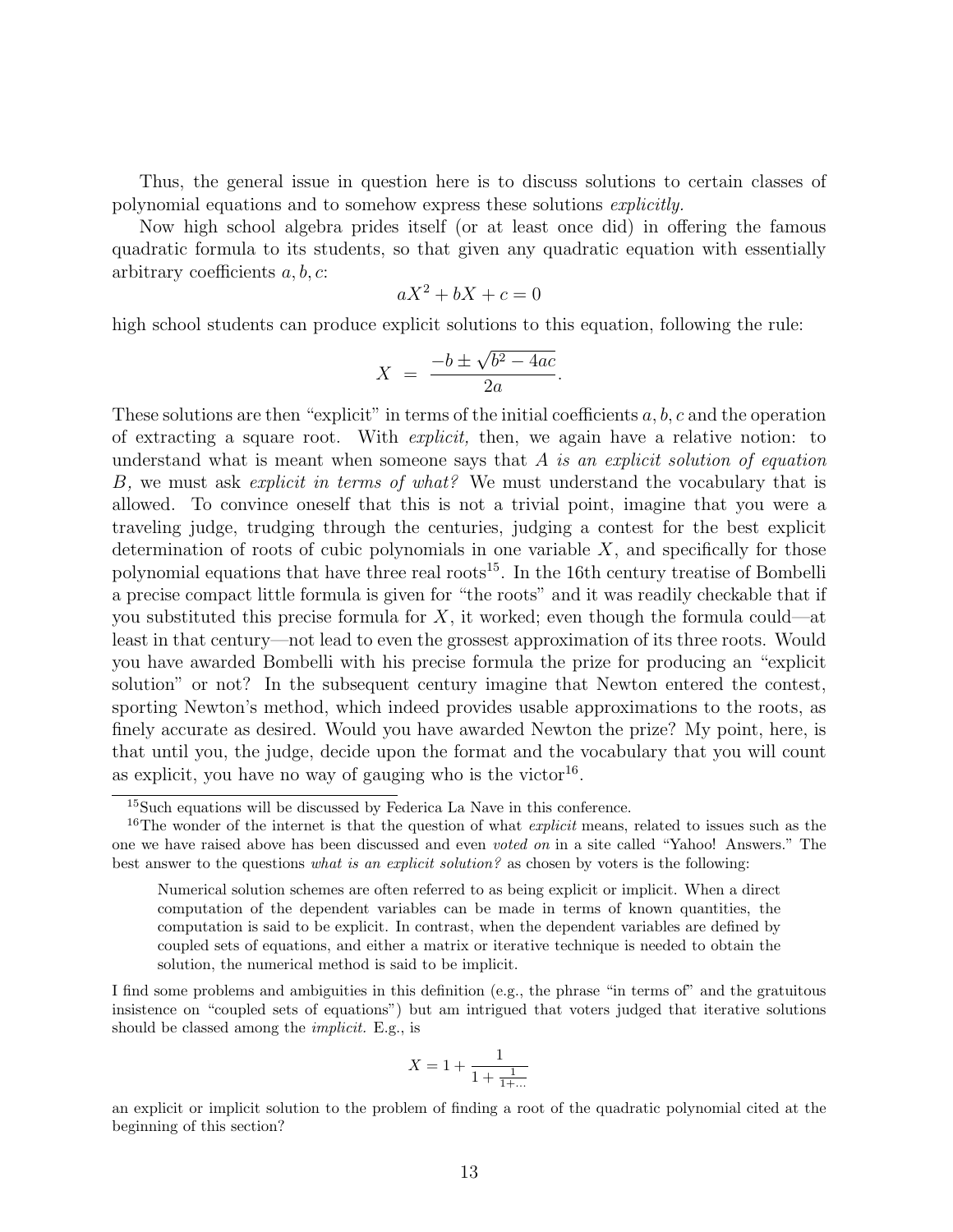Thus, the general issue in question here is to discuss solutions to certain classes of polynomial equations and to somehow express these solutions *explicitly.*

Now high school algebra prides itself (or at least once did) in offering the famous quadratic formula to its students, so that given any quadratic equation with essentially arbitrary coefficients $a, b, c$:

$$aX^2 + bX + c = 0$$

high school students can produce explicit solutions to this equation, following the rule:

$$X \;=\; \frac{-b \pm \sqrt{b^2 - 4ac}}{2a}.$$

These solutions are then "explicit" in terms of the initial coefficients $a, b, c$ and the operation of extracting a square root. With *explicit,* then, we again have a relative notion: to understand what is meant when someone says that *A is an explicit solution of equation B,* we must ask *explicit in terms of what?* We must understand the vocabulary that is allowed. To convince oneself that this is not a trivial point, imagine that you were a traveling judge, trudging through the centuries, judging a contest for the best explicit determination of roots of cubic polynomials in one variable $X$, and specifically for those polynomial equations that have three real roots[15]. In the 16th century treatise of Bombelli a precise compact little formula is given for "the roots" and it was readily checkable that if you substituted this precise formula for $X$, it worked; even though the formula could—at least in that century—not lead to even the grossest approximation of its three roots. Would you have awarded Bombelli with his precise formula the prize for producing an "explicit solution" or not? In the subsequent century imagine that Newton entered the contest, sporting Newton's method, which indeed provides usable approximations to the roots, as finely accurate as desired. Would you have awarded Newton the prize? My point, here, is that until you, the judge, decide upon the format and the vocabulary that you will count as explicit, you have no way of gauging who is the victor[16].

---

[15] Such equations will be discussed by Federica La Nave in this conference.

[16] The wonder of the internet is that the question of what *explicit* means, related to issues such as the one we have raised above has been discussed and even *voted on* in a site called "Yahoo! Answers." The best answer to the questions *what is an explicit solution?* as chosen by voters is the following:

> Numerical solution schemes are often referred to as being explicit or implicit. When a direct computation of the dependent variables can be made in terms of known quantities, the computation is said to be explicit. In contrast, when the dependent variables are defined by coupled sets of equations, and either a matrix or iterative technique is needed to obtain the solution, the numerical method is said to be implicit.

I find some problems and ambiguities in this definition (e.g., the phrase "in terms of" and the gratuitous insistence on "coupled sets of equations") but am intrigued that voters judged that iterative solutions should be classed among the *implicit.* E.g., is

$$X = 1 + \frac{1}{1 + \frac{1}{1 + \dots}}$$

an explicit or implicit solution to the problem of finding a root of the quadratic polynomial cited at the beginning of this section?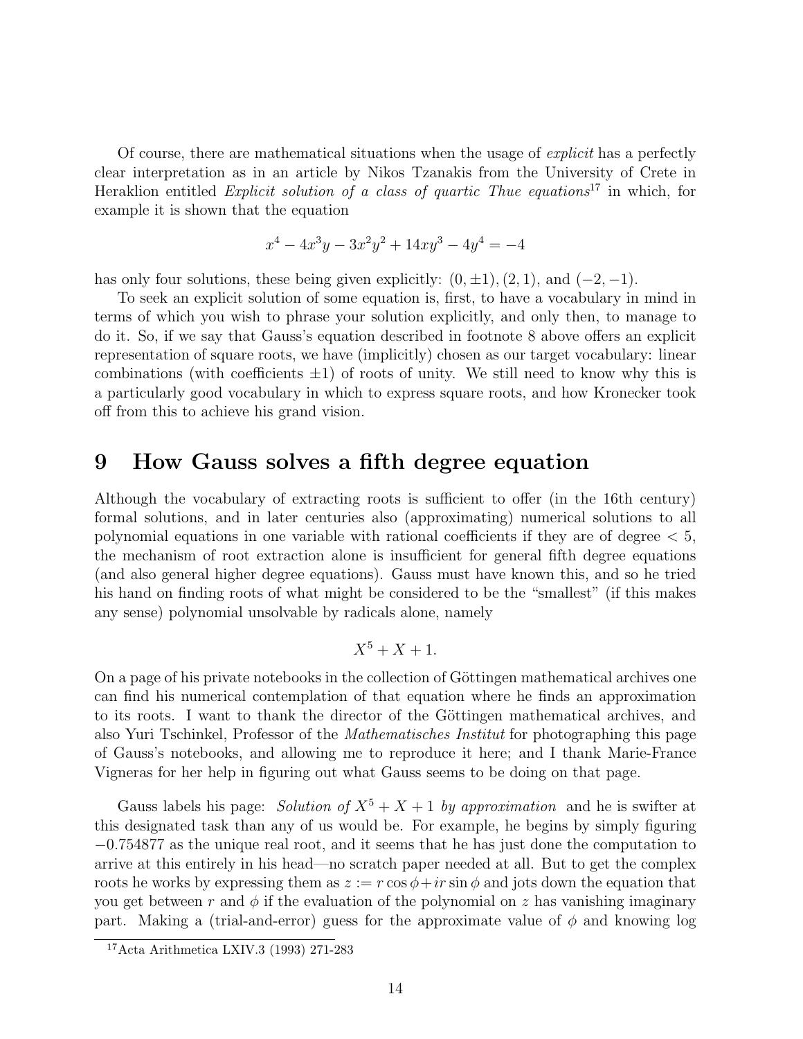Of course, there are mathematical situations when the usage of *explicit* has a perfectly clear interpretation as in an article by Nikos Tzanakis from the University of Crete in Heraklion entitled *Explicit solution of a class of quartic Thue equations*[17] in which, for example it is shown that the equation

$$x^4 - 4x^3y - 3x^2y^2 + 14xy^3 - 4y^4 = -4$$

has only four solutions, these being given explicitly: $(0, \pm 1), (2, 1)$, and $(-2, -1)$.

To seek an explicit solution of some equation is, first, to have a vocabulary in mind in terms of which you wish to phrase your solution explicitly, and only then, to manage to do it. So, if we say that Gauss's equation described in footnote 8 above offers an explicit representation of square roots, we have (implicitly) chosen as our target vocabulary: linear combinations (with coefficients $\pm 1$) of roots of unity. We still need to know why this is a particularly good vocabulary in which to express square roots, and how Kronecker took off from this to achieve his grand vision.

## 9 How Gauss solves a fifth degree equation

Although the vocabulary of extracting roots is sufficient to offer (in the 16th century) formal solutions, and in later centuries also (approximating) numerical solutions to all polynomial equations in one variable with rational coefficients if they are of degree $< 5$, the mechanism of root extraction alone is insufficient for general fifth degree equations (and also general higher degree equations). Gauss must have known this, and so he tried his hand on finding roots of what might be considered to be the "smallest" (if this makes any sense) polynomial unsolvable by radicals alone, namely

$$X^5 + X + 1.$$

On a page of his private notebooks in the collection of Göttingen mathematical archives one can find his numerical contemplation of that equation where he finds an approximation to its roots. I want to thank the director of the Göttingen mathematical archives, and also Yuri Tschinkel, Professor of the *Mathematisches Institut* for photographing this page of Gauss's notebooks, and allowing me to reproduce it here; and I thank Marie-France Vigneras for her help in figuring out what Gauss seems to be doing on that page.

Gauss labels his page: *Solution of $X^5 + X + 1$ by approximation* and he is swifter at this designated task than any of us would be. For example, he begins by simply figuring $-0.754877$ as the unique real root, and it seems that he has just done the computation to arrive at this entirely in his head—no scratch paper needed at all. But to get the complex roots he works by expressing them as $z := r \cos\phi + ir \sin\phi$ and jots down the equation that you get between $r$ and $\phi$ if the evaluation of the polynomial on $z$ has vanishing imaginary part. Making a (trial-and-error) guess for the approximate value of $\phi$ and knowing log

[17] Acta Arithmetica LXIV.3 (1993) 271-283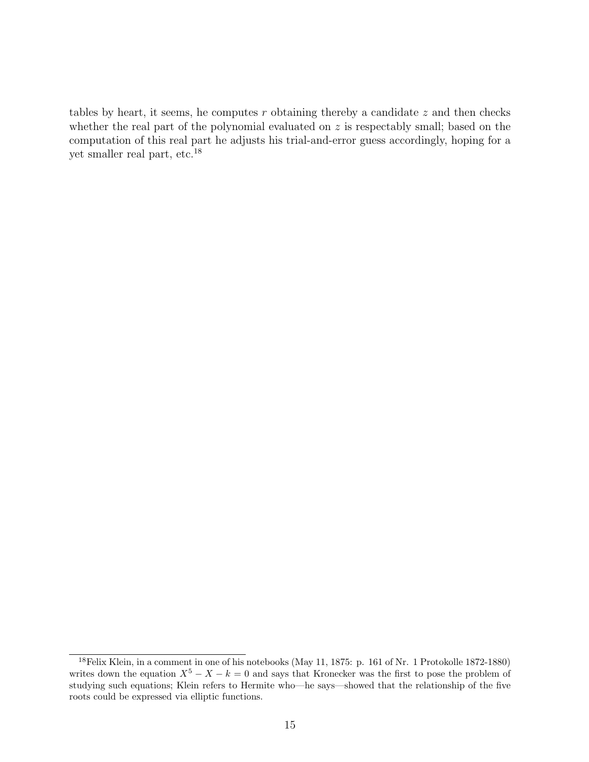tables by heart, it seems, he computes $r$ obtaining thereby a candidate $z$ and then checks whether the real part of the polynomial evaluated on $z$ is respectably small; based on the computation of this real part he adjusts his trial-and-error guess accordingly, hoping for a yet smaller real part, etc.[18]

[18] Felix Klein, in a comment in one of his notebooks (May 11, 1875: p. 161 of Nr. 1 Protokolle 1872-1880) writes down the equation $X^5 - X - k = 0$ and says that Kronecker was the first to pose the problem of studying such equations; Klein refers to Hermite who—he says—showed that the relationship of the five roots could be expressed via elliptic functions.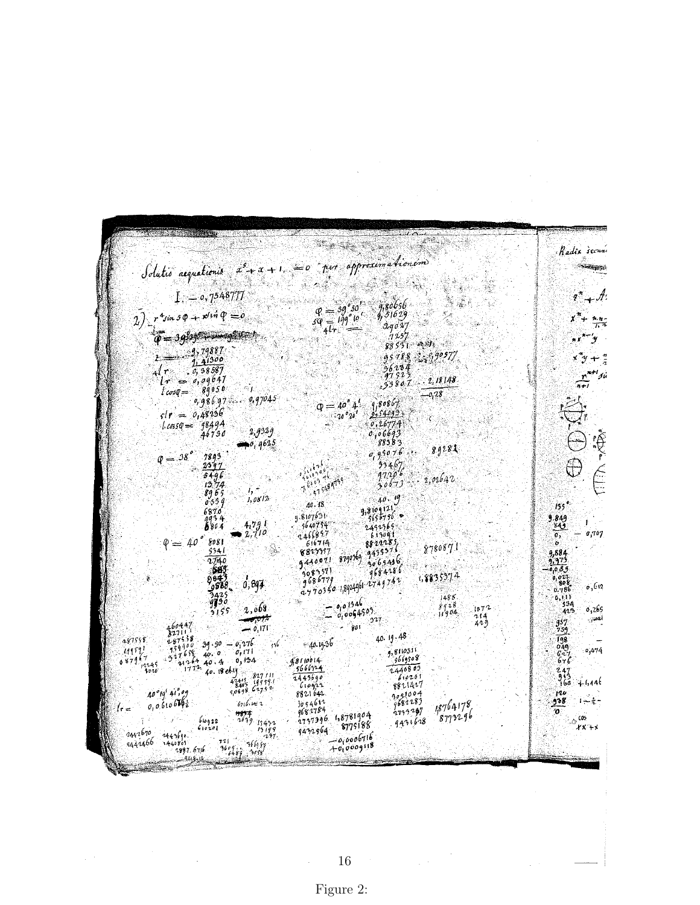Figure 2: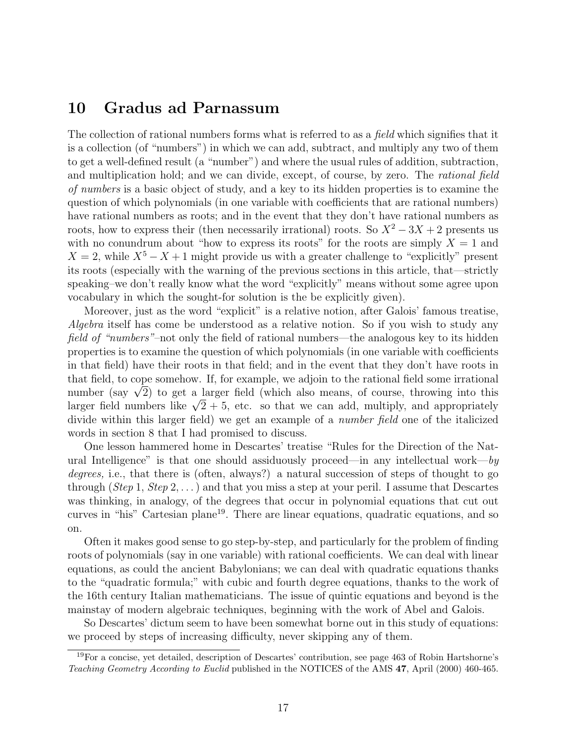## 10 Gradus ad Parnassum

The collection of rational numbers forms what is referred to as a *field* which signifies that it is a collection (of "numbers") in which we can add, subtract, and multiply any two of them to get a well-defined result (a "number") and where the usual rules of addition, subtraction, and multiplication hold; and we can divide, except, of course, by zero. The *rational field of numbers* is a basic object of study, and a key to its hidden properties is to examine the question of which polynomials (in one variable with coefficients that are rational numbers) have rational numbers as roots; and in the event that they don't have rational numbers as roots, how to express their (then necessarily irrational) roots. So $X^2 - 3X + 2$ presents us with no conundrum about "how to express its roots" for the roots are simply $X = 1$ and $X = 2$, while $X^5 - X + 1$ might provide us with a greater challenge to "explicitly" present its roots (especially with the warning of the previous sections in this article, that—strictly speaking–we don't really know what the word "explicitly" means without some agree upon vocabulary in which the sought-for solution is the be explicitly given).

Moreover, just as the word "explicit" is a relative notion, after Galois' famous treatise, *Algebra* itself has come be understood as a relative notion. So if you wish to study any *field of "numbers"*–not only the field of rational numbers—the analogous key to its hidden properties is to examine the question of which polynomials (in one variable with coefficients in that field) have their roots in that field; and in the event that they don't have roots in that field, to cope somehow. If, for example, we adjoin to the rational field some irrational number (say $\sqrt{2}$) to get a larger field (which also means, of course, throwing into this larger field numbers like $\sqrt{2} + 5$, etc. so that we can add, multiply, and appropriately divide within this larger field) we get an example of a *number field* one of the italicized words in section 8 that I had promised to discuss.

One lesson hammered home in Descartes' treatise "Rules for the Direction of the Natural Intelligence" is that one should assiduously proceed—in any intellectual work—*by degrees,* i.e., that there is (often, always?) a natural succession of steps of thought to go through (*Step* 1, *Step* 2, . . . ) and that you miss a step at your peril. I assume that Descartes was thinking, in analogy, of the degrees that occur in polynomial equations that cut out curves in "his" Cartesian plane[19]. There are linear equations, quadratic equations, and so on.

Often it makes good sense to go step-by-step, and particularly for the problem of finding roots of polynomials (say in one variable) with rational coefficients. We can deal with linear equations, as could the ancient Babylonians; we can deal with quadratic equations thanks to the "quadratic formula;" with cubic and fourth degree equations, thanks to the work of the 16th century Italian mathematicians. The issue of quintic equations and beyond is the mainstay of modern algebraic techniques, beginning with the work of Abel and Galois.

So Descartes' dictum seem to have been somewhat borne out in this study of equations: we proceed by steps of increasing difficulty, never skipping any of them.

[19]For a concise, yet detailed, description of Descartes' contribution, see page 463 of Robin Hartshorne's *Teaching Geometry According to Euclid* published in the NOTICES of the AMS **47**, April (2000) 460-465.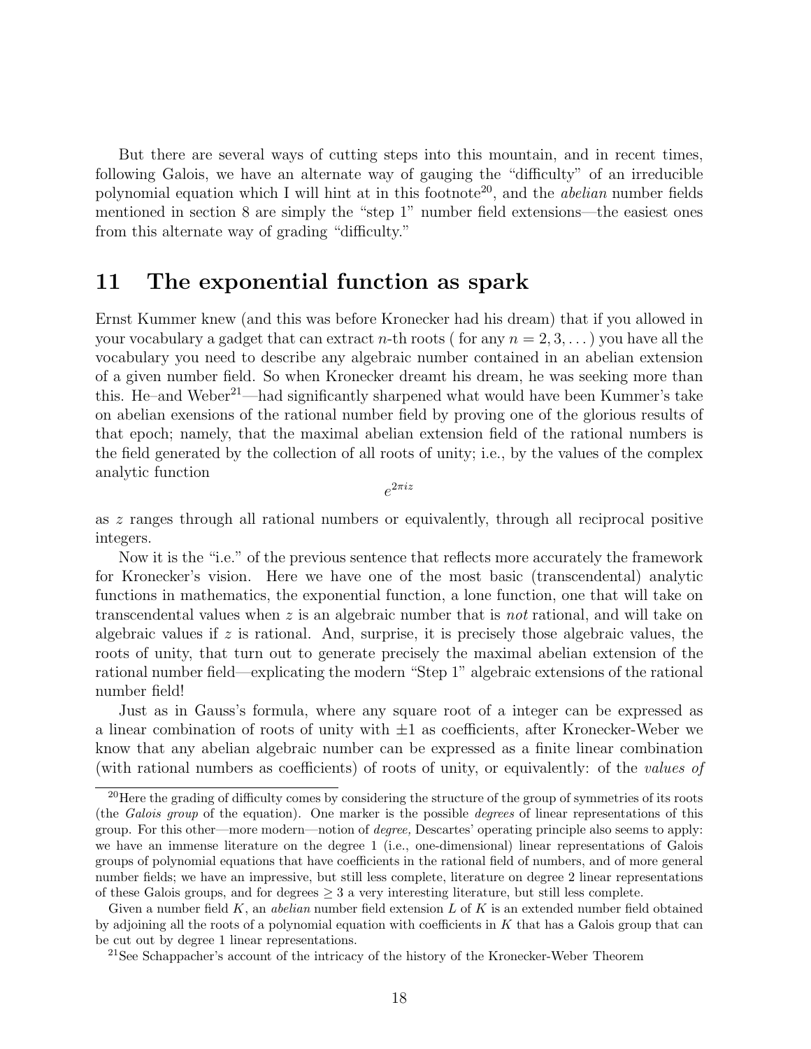But there are several ways of cutting steps into this mountain, and in recent times, following Galois, we have an alternate way of gauging the "difficulty" of an irreducible polynomial equation which I will hint at in this footnote[20], and the *abelian* number fields mentioned in section 8 are simply the "step 1" number field extensions—the easiest ones from this alternate way of grading "difficulty."

## 11 The exponential function as spark

Ernst Kummer knew (and this was before Kronecker had his dream) that if you allowed in your vocabulary a gadget that can extract $n$-th roots ( for any $n = 2, 3, \ldots$ ) you have all the vocabulary you need to describe any algebraic number contained in an abelian extension of a given number field. So when Kronecker dreamt his dream, he was seeking more than this. He–and Weber[21]—had significantly sharpened what would have been Kummer's take on abelian exensions of the rational number field by proving one of the glorious results of that epoch; namely, that the maximal abelian extension field of the rational numbers is the field generated by the collection of all roots of unity; i.e., by the values of the complex analytic function

$$e^{2\pi i z}$$

as $z$ ranges through all rational numbers or equivalently, through all reciprocal positive integers.

Now it is the "i.e." of the previous sentence that reflects more accurately the framework for Kronecker's vision. Here we have one of the most basic (transcendental) analytic functions in mathematics, the exponential function, a lone function, one that will take on transcendental values when $z$ is an algebraic number that is *not* rational, and will take on algebraic values if $z$ is rational. And, surprise, it is precisely those algebraic values, the roots of unity, that turn out to generate precisely the maximal abelian extension of the rational number field—explicating the modern "Step 1" algebraic extensions of the rational number field!

Just as in Gauss's formula, where any square root of a integer can be expressed as a linear combination of roots of unity with $\pm 1$ as coefficients, after Kronecker-Weber we know that any abelian algebraic number can be expressed as a finite linear combination (with rational numbers as coefficients) of roots of unity, or equivalently: of the *values of*

[20] Here the grading of difficulty comes by considering the structure of the group of symmetries of its roots (the *Galois group* of the equation). One marker is the possible *degrees* of linear representations of this group. For this other—more modern—notion of *degree,* Descartes' operating principle also seems to apply: we have an immense literature on the degree 1 (i.e., one-dimensional) linear representations of Galois groups of polynomial equations that have coefficients in the rational field of numbers, and of more general number fields; we have an impressive, but still less complete, literature on degree 2 linear representations of these Galois groups, and for degrees $\geq 3$ a very interesting literature, but still less complete.

Given a number field $K$, an *abelian* number field extension $L$ of $K$ is an extended number field obtained by adjoining all the roots of a polynomial equation with coefficients in $K$ that has a Galois group that can be cut out by degree 1 linear representations.

[21] See Schappacher's account of the intricacy of the history of the Kronecker-Weber Theorem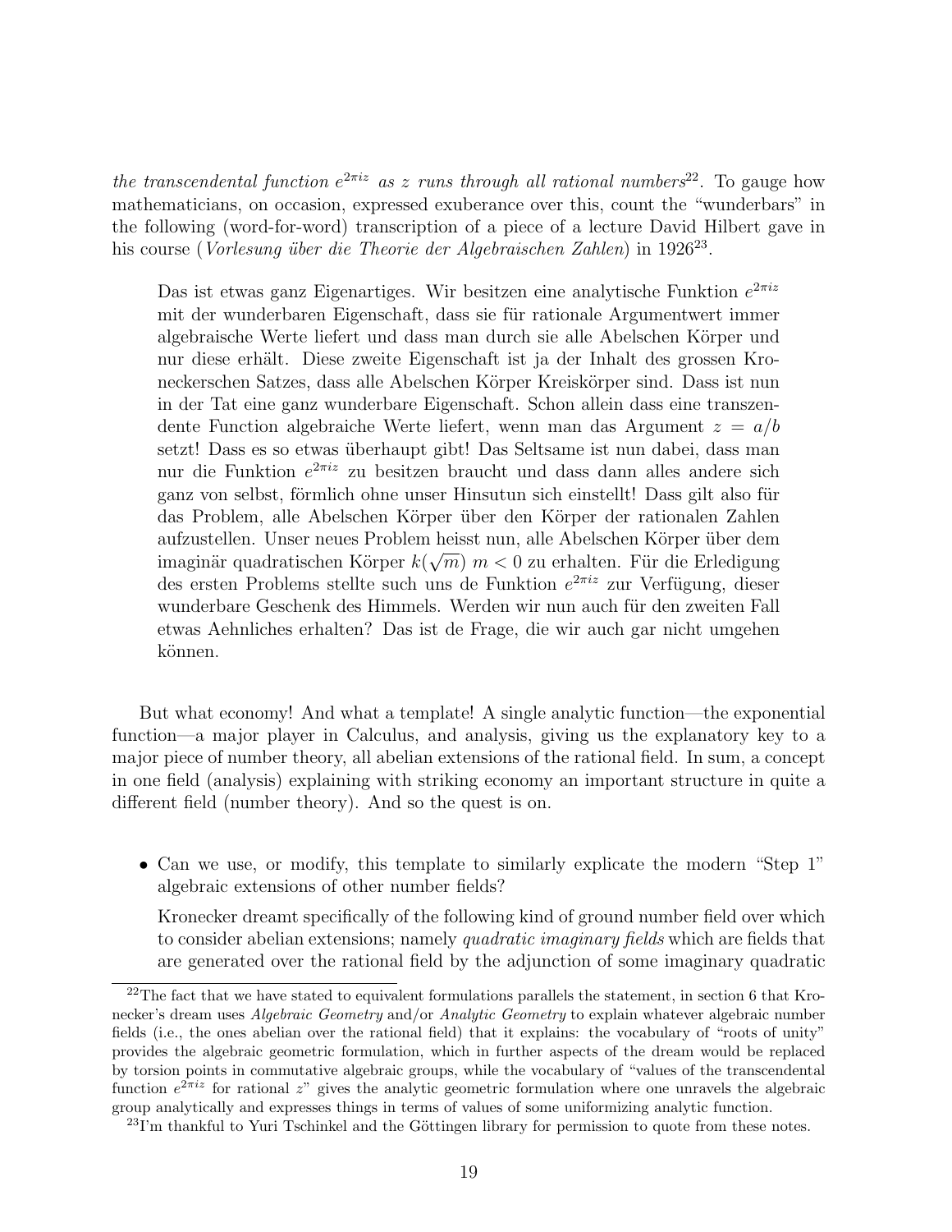*the transcendental function $e^{2\pi iz}$ as $z$ runs through all rational numbers*[22]. To gauge how mathematicians, on occasion, expressed exuberance over this, count the "wunderbars" in the following (word-for-word) transcription of a piece of a lecture David Hilbert gave in his course (*Vorlesung über die Theorie der Algebraischen Zahlen*) in 1926[23].

> Das ist etwas ganz Eigenartiges. Wir besitzen eine analytische Funktion $e^{2\pi iz}$ mit der wunderbaren Eigenschaft, dass sie für rationale Argumentwert immer algebraische Werte liefert und dass man durch sie alle Abelschen Körper und nur diese erhält. Diese zweite Eigenschaft ist ja der Inhalt des grossen Kroneckerschen Satzes, dass alle Abelschen Körper Kreiskörper sind. Dass ist nun in der Tat eine ganz wunderbare Eigenschaft. Schon allein dass eine transzendente Function algebraiche Werte liefert, wenn man das Argument $z = a/b$ setzt! Dass es so etwas überhaupt gibt! Das Seltsame ist nun dabei, dass man nur die Funktion $e^{2\pi iz}$ zu besitzen braucht und dass dann alles andere sich ganz von selbst, förmlich ohne unser Hinsutun sich einstellt! Dass gilt also für das Problem, alle Abelschen Körper über den Körper der rationalen Zahlen aufzustellen. Unser neues Problem heisst nun, alle Abelschen Körper über dem imaginär quadratischen Körper $k(\sqrt{m})$ $m < 0$ zu erhalten. Für die Erledigung des ersten Problems stellte such uns de Funktion $e^{2\pi iz}$ zur Verfügung, dieser wunderbare Geschenk des Himmels. Werden wir nun auch für den zweiten Fall etwas Aehnliches erhalten? Das ist de Frage, die wir auch gar nicht umgehen können.

But what economy! And what a template! A single analytic function—the exponential function—a major player in Calculus, and analysis, giving us the explanatory key to a major piece of number theory, all abelian extensions of the rational field. In sum, a concept in one field (analysis) explaining with striking economy an important structure in quite a different field (number theory). And so the quest is on.

- Can we use, or modify, this template to similarly explicate the modern "Step 1" algebraic extensions of other number fields?

  Kronecker dreamt specifically of the following kind of ground number field over which to consider abelian extensions; namely *quadratic imaginary fields* which are fields that are generated over the rational field by the adjunction of some imaginary quadratic

---

[22] The fact that we have stated to equivalent formulations parallels the statement, in section 6 that Kronecker's dream uses *Algebraic Geometry* and/or *Analytic Geometry* to explain whatever algebraic number fields (i.e., the ones abelian over the rational field) that it explains: the vocabulary of "roots of unity" provides the algebraic geometric formulation, which in further aspects of the dream would be replaced by torsion points in commutative algebraic groups, while the vocabulary of "values of the transcendental function $e^{2\pi iz}$ for rational $z$" gives the analytic geometric formulation where one unravels the algebraic group analytically and expresses things in terms of values of some uniformizing analytic function.

[23] I'm thankful to Yuri Tschinkel and the Göttingen library for permission to quote from these notes.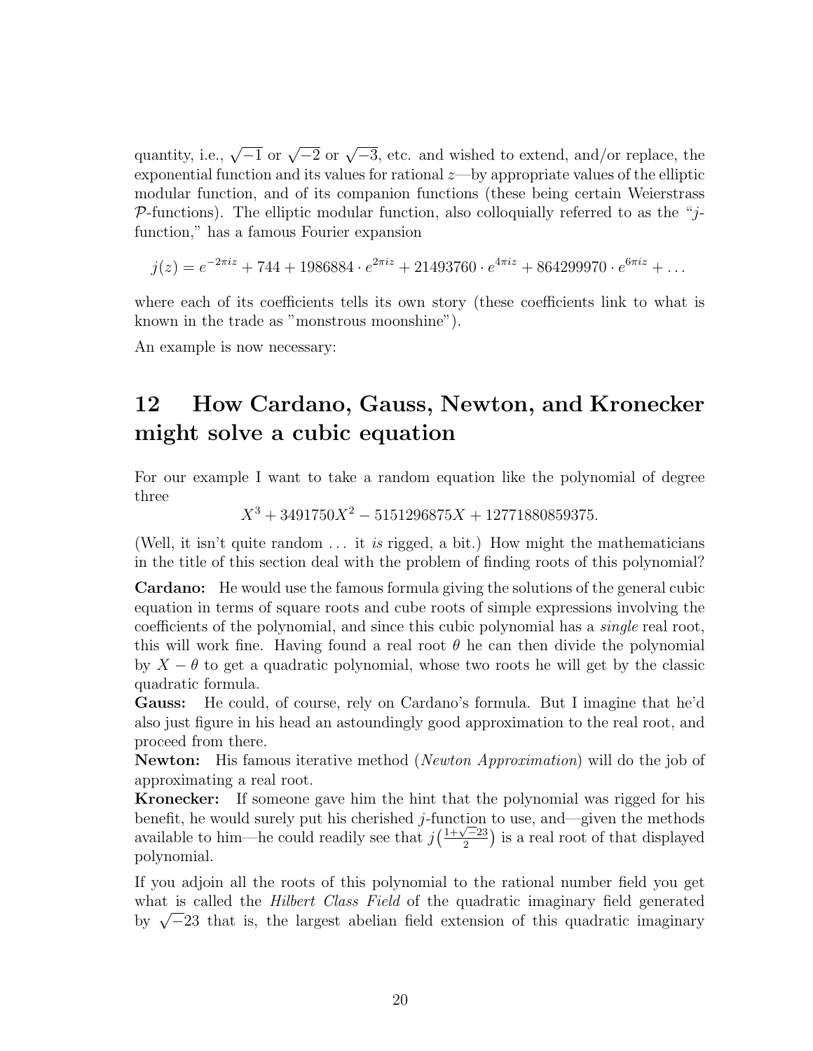quantity, i.e., $\sqrt{-1}$ or $\sqrt{-2}$ or $\sqrt{-3}$, etc. and wished to extend, and/or replace, the exponential function and its values for rational $z$—by appropriate values of the elliptic modular function, and of its companion functions (these being certain Weierstrass $\mathcal{P}$-functions). The elliptic modular function, also colloquially referred to as the "$j$-function," has a famous Fourier expansion

$$j(z) = e^{-2\pi iz} + 744 + 1986884 \cdot e^{2\pi iz} + 21493760 \cdot e^{4\pi iz} + 864299970 \cdot e^{6\pi iz} + \dots$$

where each of its coefficients tells its own story (these coefficients link to what is known in the trade as "monstrous moonshine").

An example is now necessary:

## 12 How Cardano, Gauss, Newton, and Kronecker might solve a cubic equation

For our example I want to take a random equation like the polynomial of degree three

$$X^3 + 3491750X^2 - 5151296875X + 12771880859375.$$

(Well, it isn't quite random ... it *is* rigged, a bit.) How might the mathematicians in the title of this section deal with the problem of finding roots of this polynomial?

**Cardano:** He would use the famous formula giving the solutions of the general cubic equation in terms of square roots and cube roots of simple expressions involving the coefficients of the polynomial, and since this cubic polynomial has a *single* real root, this will work fine. Having found a real root $\theta$ he can then divide the polynomial by $X - \theta$ to get a quadratic polynomial, whose two roots he will get by the classic quadratic formula.

**Gauss:** He could, of course, rely on Cardano's formula. But I imagine that he'd also just figure in his head an astoundingly good approximation to the real root, and proceed from there.

**Newton:** His famous iterative method (*Newton Approximation*) will do the job of approximating a real root.

**Kronecker:** If someone gave him the hint that the polynomial was rigged for his benefit, he would surely put his cherished $j$-function to use, and—given the methods available to him—he could readily see that $j\left(\frac{1+\sqrt{-23}}{2}\right)$ is a real root of that displayed polynomial.

If you adjoin all the roots of this polynomial to the rational number field you get what is called the *Hilbert Class Field* of the quadratic imaginary field generated by $\sqrt{-23}$ that is, the largest abelian field extension of this quadratic imaginary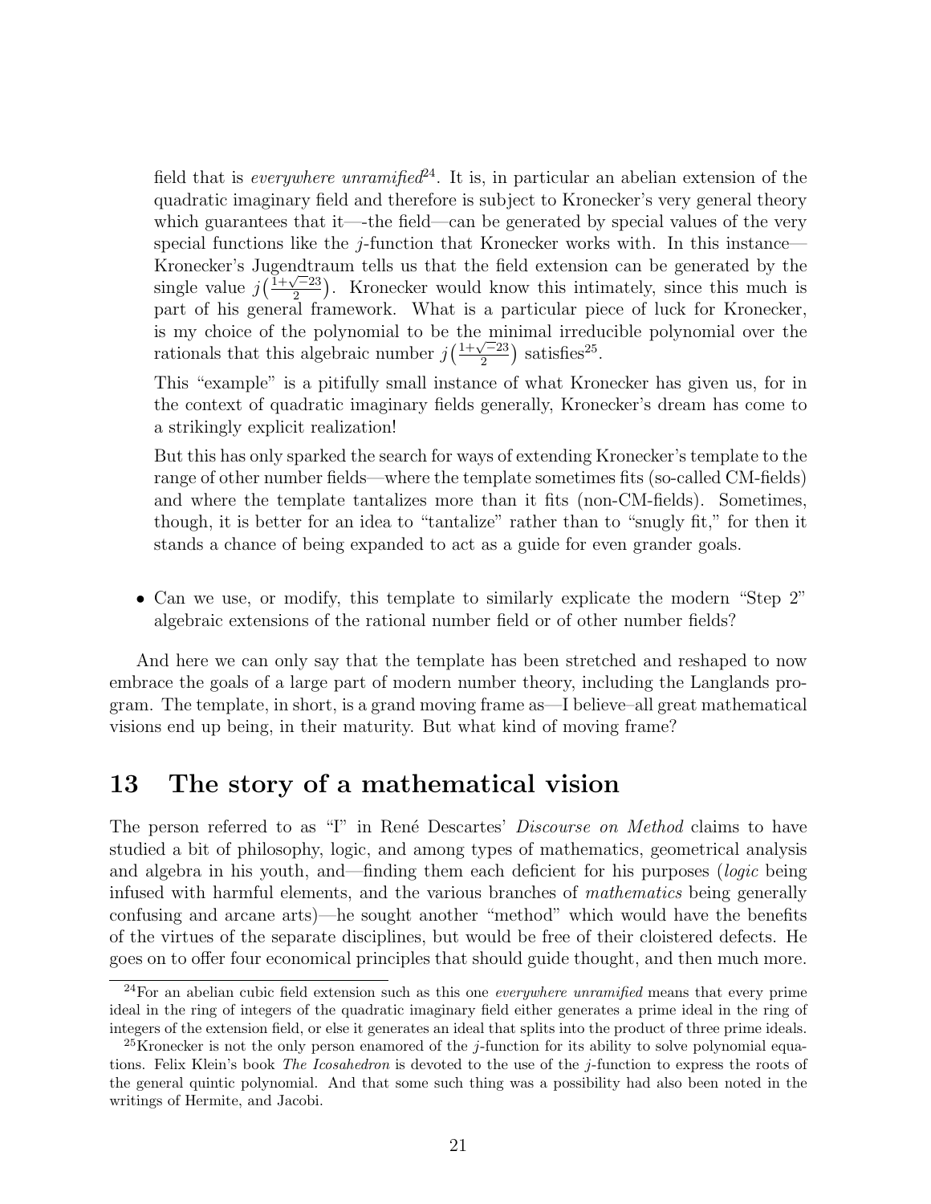field that is *everywhere unramified*[24]. It is, in particular an abelian extension of the quadratic imaginary field and therefore is subject to Kronecker's very general theory which guarantees that it—-the field—can be generated by special values of the very special functions like the $j$-function that Kronecker works with. In this instance—Kronecker's Jugendtraum tells us that the field extension can be generated by the single value $j\big(\frac{1+\sqrt{-23}}{2}\big)$. Kronecker would know this intimately, since this much is part of his general framework. What is a particular piece of luck for Kronecker, is my choice of the polynomial to be the minimal irreducible polynomial over the rationals that this algebraic number $j\big(\frac{1+\sqrt{-23}}{2}\big)$ satisfies[25].

This "example" is a pitifully small instance of what Kronecker has given us, for in the context of quadratic imaginary fields generally, Kronecker's dream has come to a strikingly explicit realization!

But this has only sparked the search for ways of extending Kronecker's template to the range of other number fields—where the template sometimes fits (so-called CM-fields) and where the template tantalizes more than it fits (non-CM-fields). Sometimes, though, it is better for an idea to "tantalize" rather than to "snugly fit," for then it stands a chance of being expanded to act as a guide for even grander goals.

- Can we use, or modify, this template to similarly explicate the modern "Step 2" algebraic extensions of the rational number field or of other number fields?

And here we can only say that the template has been stretched and reshaped to now embrace the goals of a large part of modern number theory, including the Langlands program. The template, in short, is a grand moving frame as—I believe–all great mathematical visions end up being, in their maturity. But what kind of moving frame?

## 13 The story of a mathematical vision

The person referred to as "I" in René Descartes' *Discourse on Method* claims to have studied a bit of philosophy, logic, and among types of mathematics, geometrical analysis and algebra in his youth, and—finding them each deficient for his purposes (*logic* being infused with harmful elements, and the various branches of *mathematics* being generally confusing and arcane arts)—he sought another "method" which would have the benefits of the virtues of the separate disciplines, but would be free of their cloistered defects. He goes on to offer four economical principles that should guide thought, and then much more.

---

[24] For an abelian cubic field extension such as this one *everywhere unramified* means that every prime ideal in the ring of integers of the quadratic imaginary field either generates a prime ideal in the ring of integers of the extension field, or else it generates an ideal that splits into the product of three prime ideals.

[25] Kronecker is not the only person enamored of the $j$-function for its ability to solve polynomial equations. Felix Klein's book *The Icosahedron* is devoted to the use of the $j$-function to express the roots of the general quintic polynomial. And that some such thing was a possibility had also been noted in the writings of Hermite, and Jacobi.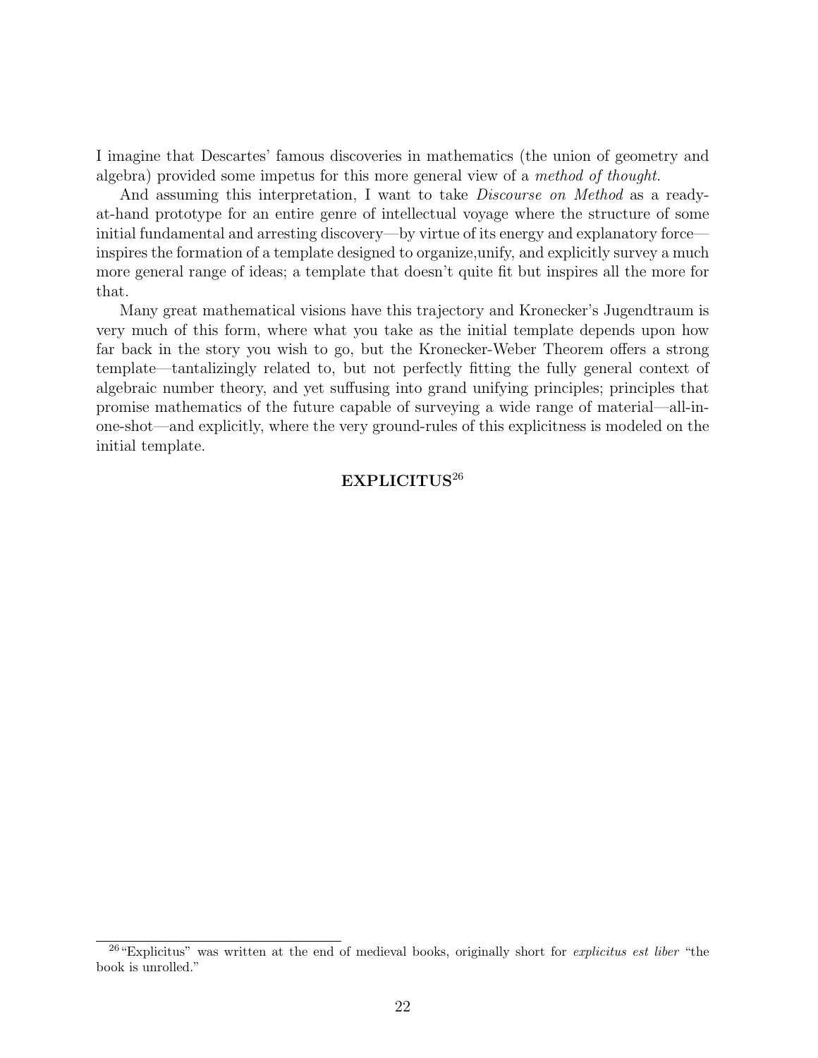I imagine that Descartes' famous discoveries in mathematics (the union of geometry and algebra) provided some impetus for this more general view of a *method of thought.*

And assuming this interpretation, I want to take *Discourse on Method* as a ready-at-hand prototype for an entire genre of intellectual voyage where the structure of some initial fundamental and arresting discovery—by virtue of its energy and explanatory force—inspires the formation of a template designed to organize,unify, and explicitly survey a much more general range of ideas; a template that doesn't quite fit but inspires all the more for that.

Many great mathematical visions have this trajectory and Kronecker's Jugendtraum is very much of this form, where what you take as the initial template depends upon how far back in the story you wish to go, but the Kronecker-Weber Theorem offers a strong template—tantalizingly related to, but not perfectly fitting the fully general context of algebraic number theory, and yet suffusing into grand unifying principles; principles that promise mathematics of the future capable of surveying a wide range of material—all-in-one-shot—and explicitly, where the very ground-rules of this explicitness is modeled on the initial template.

**EXPLICITUS**[26]

[26] "Explicitus" was written at the end of medieval books, originally short for *explicitus est liber* "the book is unrolled."